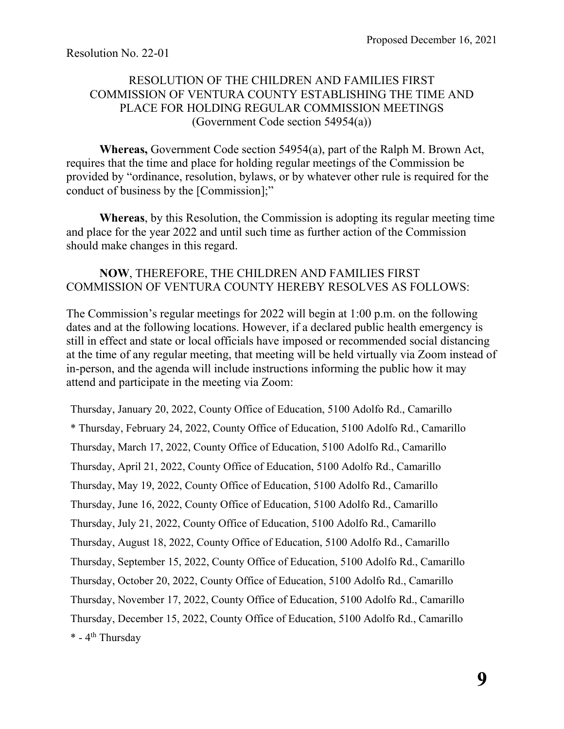Proposed December 16, 2021

Resolution No. 22-01

RESOLUTION OF THE CHILDREN AND FAMILIES FIRST COMMISSION OF VENTURA COUNTY ESTABLISHING THE TIME AND PLACE FOR HOLDING REGULAR COMMISSION MEETINGS
(Government Code section 54954(a))

**Whereas,** Government Code section 54954(a), part of the Ralph M. Brown Act, requires that the time and place for holding regular meetings of the Commission be provided by "ordinance, resolution, bylaws, or by whatever other rule is required for the conduct of business by the [Commission];"

**Whereas**, by this Resolution, the Commission is adopting its regular meeting time and place for the year 2022 and until such time as further action of the Commission should make changes in this regard.

**NOW**, THEREFORE, THE CHILDREN AND FAMILIES FIRST COMMISSION OF VENTURA COUNTY HEREBY RESOLVES AS FOLLOWS:

The Commission's regular meetings for 2022 will begin at 1:00 p.m. on the following dates and at the following locations. However, if a declared public health emergency is still in effect and state or local officials have imposed or recommended social distancing at the time of any regular meeting, that meeting will be held virtually via Zoom instead of in-person, and the agenda will include instructions informing the public how it may attend and participate in the meeting via Zoom:

Thursday, January 20, 2022, County Office of Education, 5100 Adolfo Rd., Camarillo

\* Thursday, February 24, 2022, County Office of Education, 5100 Adolfo Rd., Camarillo

Thursday, March 17, 2022, County Office of Education, 5100 Adolfo Rd., Camarillo

Thursday, April 21, 2022, County Office of Education, 5100 Adolfo Rd., Camarillo

Thursday, May 19, 2022, County Office of Education, 5100 Adolfo Rd., Camarillo

Thursday, June 16, 2022, County Office of Education, 5100 Adolfo Rd., Camarillo

Thursday, July 21, 2022, County Office of Education, 5100 Adolfo Rd., Camarillo

Thursday, August 18, 2022, County Office of Education, 5100 Adolfo Rd., Camarillo

Thursday, September 15, 2022, County Office of Education, 5100 Adolfo Rd., Camarillo

Thursday, October 20, 2022, County Office of Education, 5100 Adolfo Rd., Camarillo

Thursday, November 17, 2022, County Office of Education, 5100 Adolfo Rd., Camarillo

Thursday, December 15, 2022, County Office of Education, 5100 Adolfo Rd., Camarillo

\* - 4th Thursday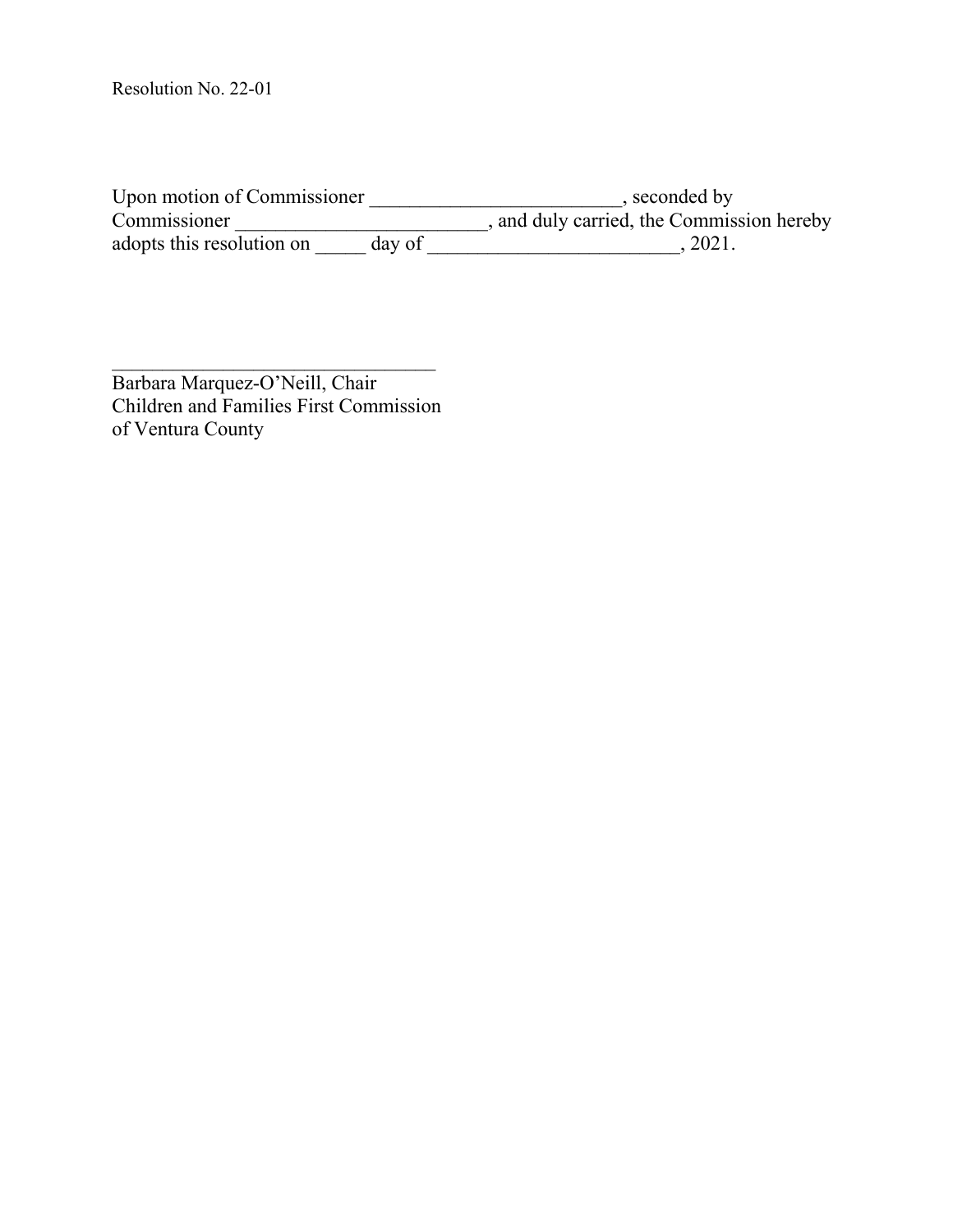Resolution No. 22-01

Upon motion of Commissioner _________________________, seconded by Commissioner _________________________, and duly carried, the Commission hereby adopts this resolution on _____ day of _________________________, 2021.

_________________________________
Barbara Marquez-O'Neill, Chair
Children and Families First Commission
of Ventura County